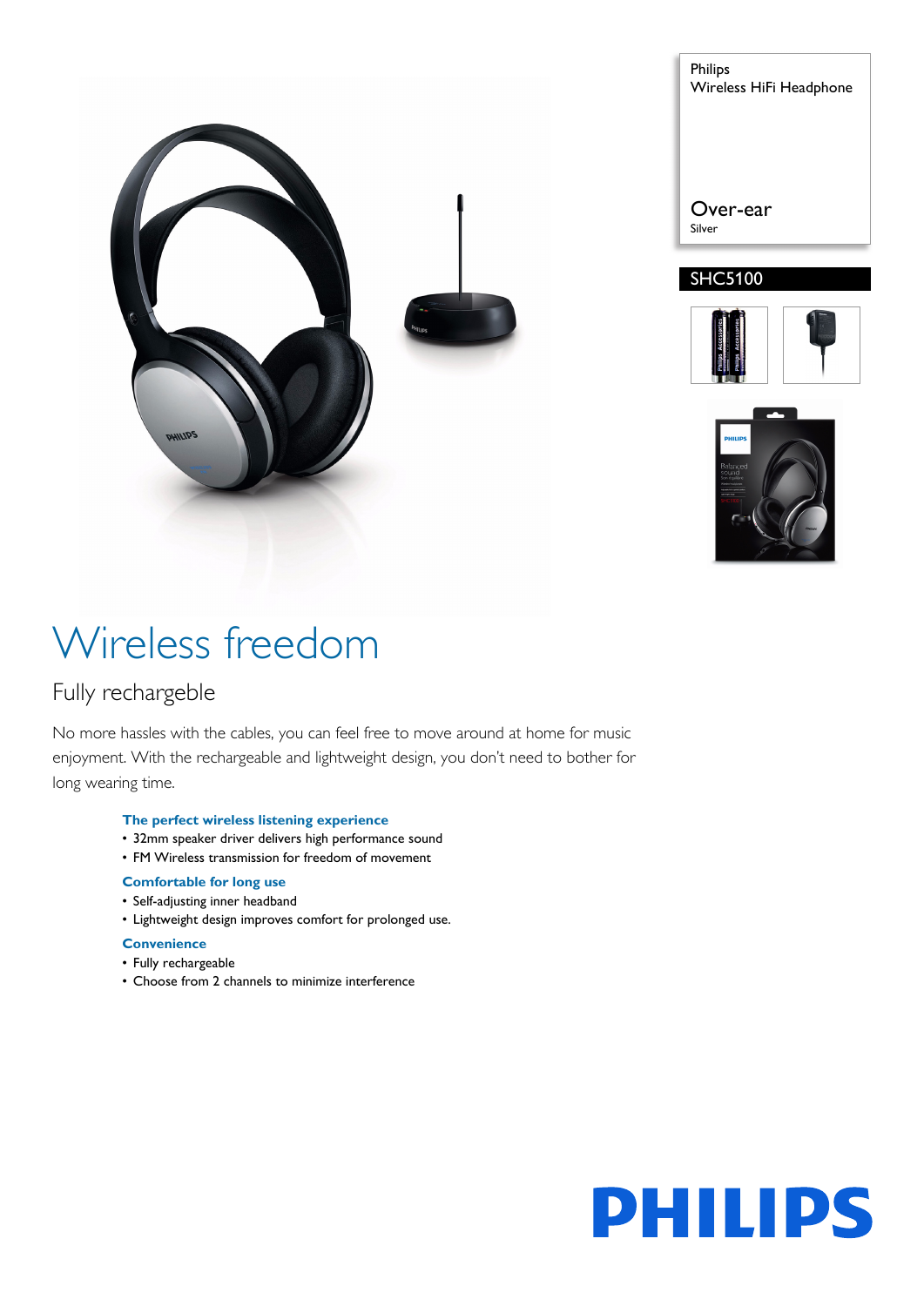Philips
Wireless HiFi Headphone

Over-ear
Silver

SHC5100

# Wireless freedom

## Fully rechargeble

No more hassles with the cables, you can feel free to move around at home for music enjoyment. With the rechargeable and lightweight design, you don't need to bother for long wearing time.

**The perfect wireless listening experience**

- 32mm speaker driver delivers high performance sound
- FM Wireless transmission for freedom of movement

**Comfortable for long use**

- Self-adjusting inner headband
- Lightweight design improves comfort for prolonged use.

**Convenience**

- Fully rechargeable
- Choose from 2 channels to minimize interference

PHILIPS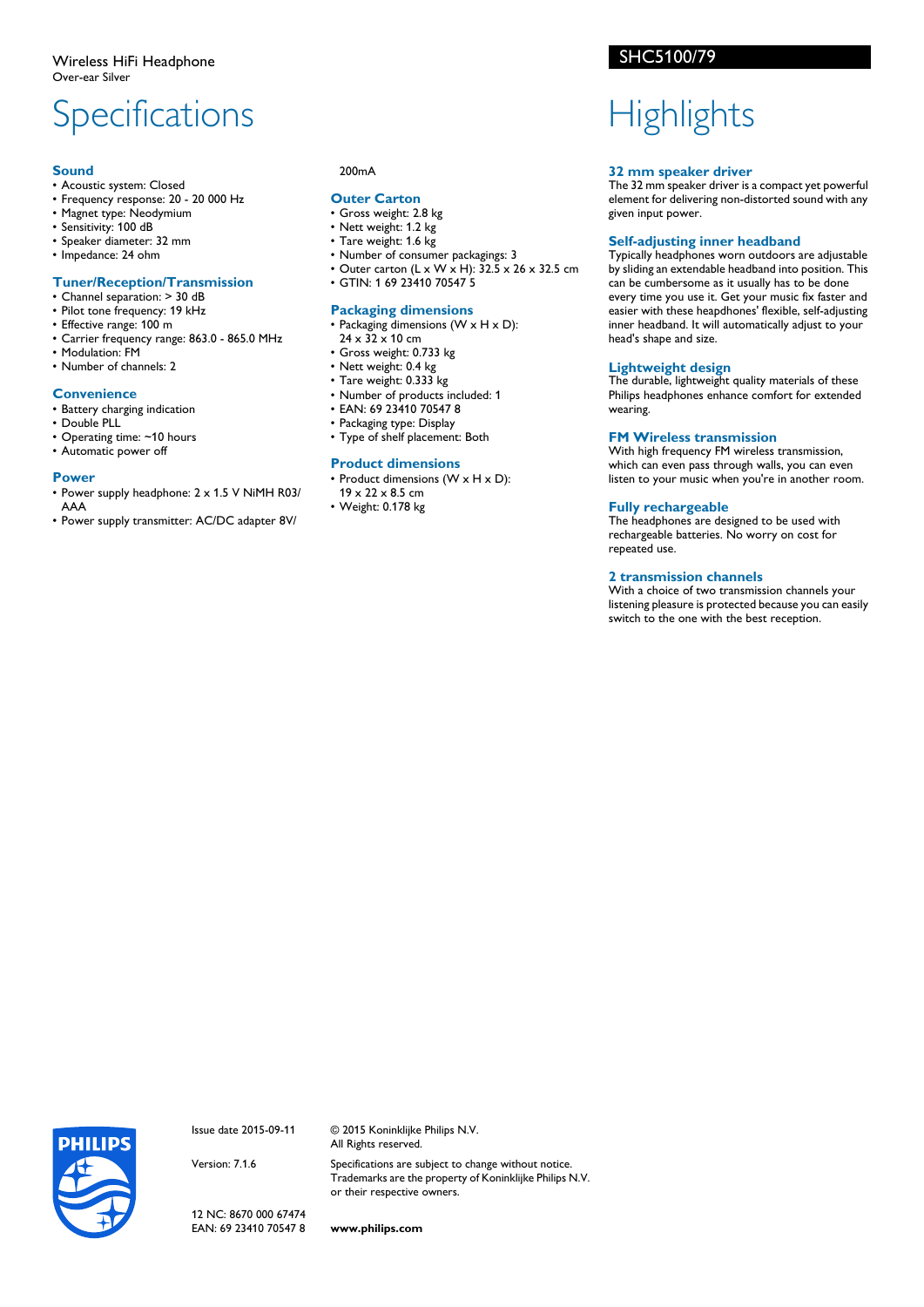Wireless HiFi Headphone
Over-ear Silver

SHC5100/79

# Specifications

### Sound
- Acoustic system: Closed
- Frequency response: 20 - 20 000 Hz
- Magnet type: Neodymium
- Sensitivity: 100 dB
- Speaker diameter: 32 mm
- Impedance: 24 ohm

### Tuner/Reception/Transmission
- Channel separation: > 30 dB
- Pilot tone frequency: 19 kHz
- Effective range: 100 m
- Carrier frequency range: 863.0 - 865.0 MHz
- Modulation: FM
- Number of channels: 2

### Convenience
- Battery charging indication
- Double PLL
- Operating time: ~10 hours
- Automatic power off

### Power
- Power supply headphone: 2 x 1.5 V NiMH R03/ AAA
- Power supply transmitter: AC/DC adapter 8V/ 200mA

### Outer Carton
- Gross weight: 2.8 kg
- Nett weight: 1.2 kg
- Tare weight: 1.6 kg
- Number of consumer packagings: 3
- Outer carton (L x W x H): 32.5 x 26 x 32.5 cm
- GTIN: 1 69 23410 70547 5

### Packaging dimensions
- Packaging dimensions (W x H x D): 24 x 32 x 10 cm
- Gross weight: 0.733 kg
- Nett weight: 0.4 kg
- Tare weight: 0.333 kg
- Number of products included: 1
- EAN: 69 23410 70547 8
- Packaging type: Display
- Type of shelf placement: Both

### Product dimensions
- Product dimensions (W x H x D): 19 x 22 x 8.5 cm
- Weight: 0.178 kg

# Highlights

### 32 mm speaker driver
The 32 mm speaker driver is a compact yet powerful element for delivering non-distorted sound with any given input power.

### Self-adjusting inner headband
Typically headphones worn outdoors are adjustable by sliding an extendable headband into position. This can be cumbersome as it usually has to be done every time you use it. Get your music fix faster and easier with these heapdhones' flexible, self-adjusting inner headband. It will automatically adjust to your head's shape and size.

### Lightweight design
The durable, lightweight quality materials of these Philips headphones enhance comfort for extended wearing.

### FM Wireless transmission
With high frequency FM wireless transmission, which can even pass through walls, you can even listen to your music when you're in another room.

### Fully rechargeable
The headphones are designed to be used with rechargeable batteries. No worry on cost for repeated use.

### 2 transmission channels
With a choice of two transmission channels your listening pleasure is protected because you can easily switch to the one with the best reception.

Issue date 2015-09-11

Version: 7.1.6

12 NC: 8670 000 67474
EAN: 69 23410 70547 8

© 2015 Koninklijke Philips N.V.
All Rights reserved.

Specifications are subject to change without notice. Trademarks are the property of Koninklijke Philips N.V. or their respective owners.

**www.philips.com**